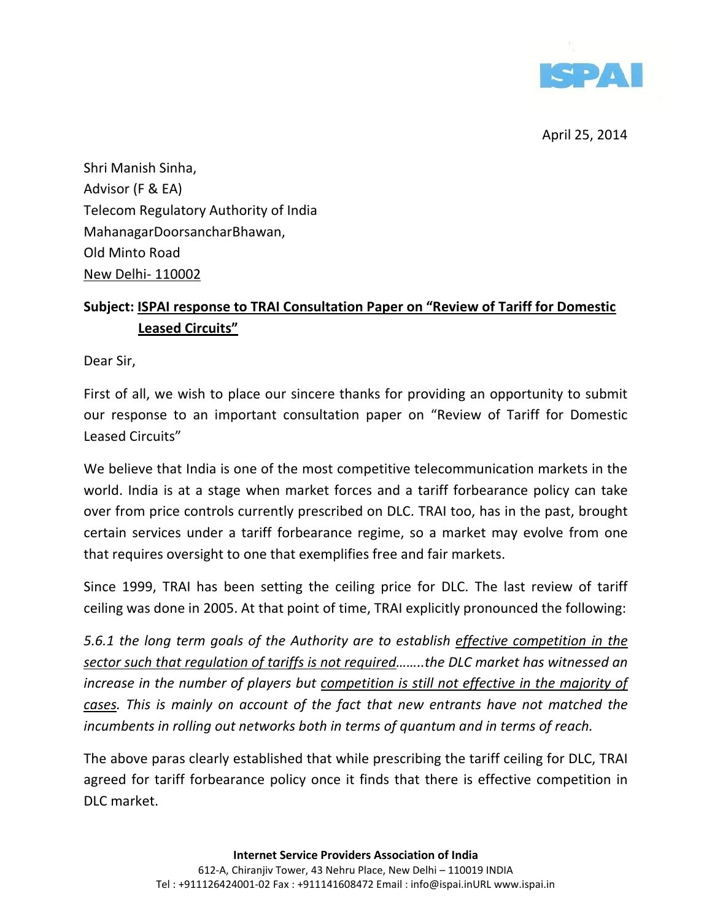ISPAI

April 25, 2014

Shri Manish Sinha,
Advisor (F & EA)
Telecom Regulatory Authority of India
MahanagarDoorsancharBhawan,
Old Minto Road
New Delhi- 110002

**Subject: ISPAI response to TRAI Consultation Paper on "Review of Tariff for Domestic Leased Circuits"**

Dear Sir,

First of all, we wish to place our sincere thanks for providing an opportunity to submit our response to an important consultation paper on "Review of Tariff for Domestic Leased Circuits"

We believe that India is one of the most competitive telecommunication markets in the world. India is at a stage when market forces and a tariff forbearance policy can take over from price controls currently prescribed on DLC. TRAI too, has in the past, brought certain services under a tariff forbearance regime, so a market may evolve from one that requires oversight to one that exemplifies free and fair markets.

Since 1999, TRAI has been setting the ceiling price for DLC. The last review of tariff ceiling was done in 2005. At that point of time, TRAI explicitly pronounced the following:

*5.6.1 the long term goals of the Authority are to establish effective competition in the sector such that regulation of tariffs is not required……..the DLC market has witnessed an increase in the number of players but competition is still not effective in the majority of cases. This is mainly on account of the fact that new entrants have not matched the incumbents in rolling out networks both in terms of quantum and in terms of reach.*

The above paras clearly established that while prescribing the tariff ceiling for DLC, TRAI agreed for tariff forbearance policy once it finds that there is effective competition in DLC market.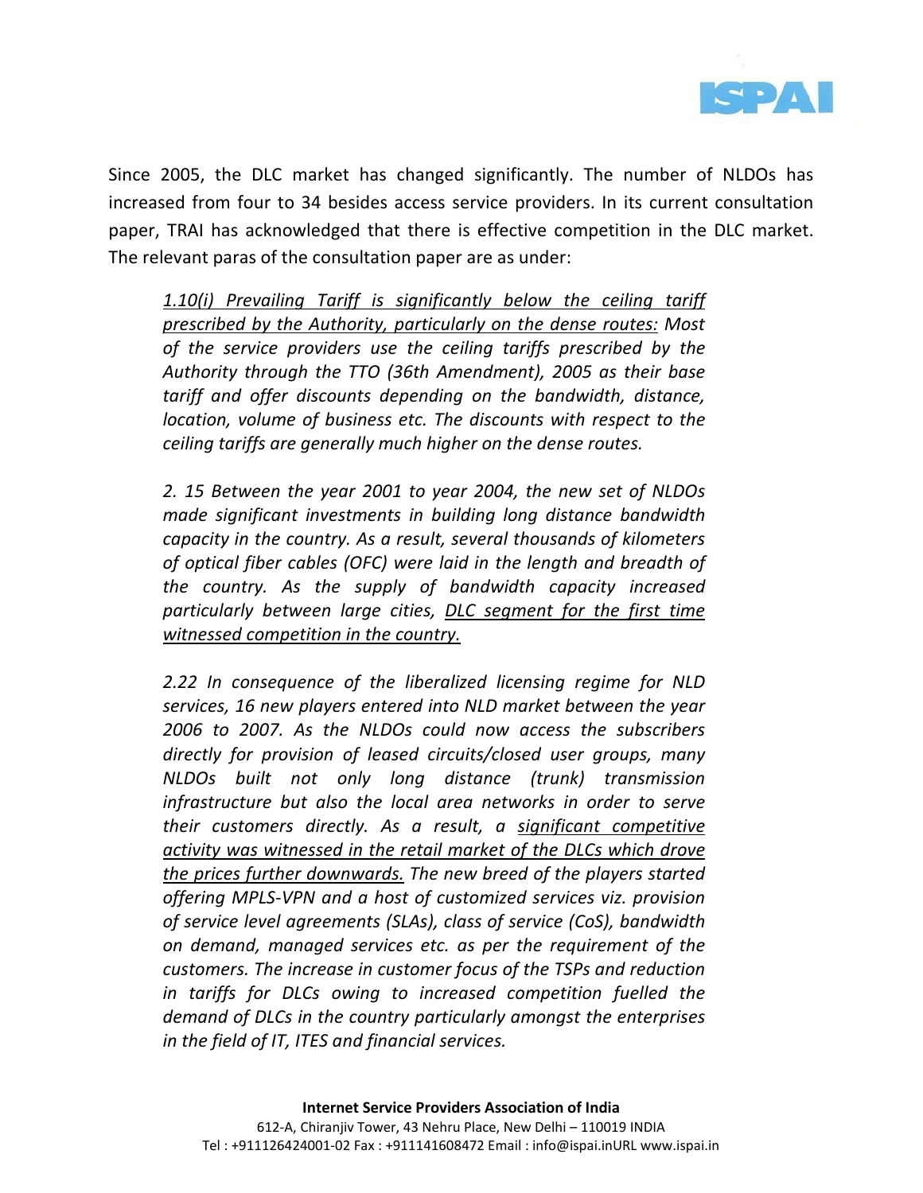Since 2005, the DLC market has changed significantly. The number of NLDOs has increased from four to 34 besides access service providers. In its current consultation paper, TRAI has acknowledged that there is effective competition in the DLC market. The relevant paras of the consultation paper are as under:

> *<u>1.10(i) Prevailing Tariff is significantly below the ceiling tariff prescribed by the Authority, particularly on the dense routes:</u> Most of the service providers use the ceiling tariffs prescribed by the Authority through the TTO (36th Amendment), 2005 as their base tariff and offer discounts depending on the bandwidth, distance, location, volume of business etc. The discounts with respect to the ceiling tariffs are generally much higher on the dense routes.*
>
> *2. 15 Between the year 2001 to year 2004, the new set of NLDOs made significant investments in building long distance bandwidth capacity in the country. As a result, several thousands of kilometers of optical fiber cables (OFC) were laid in the length and breadth of the country. As the supply of bandwidth capacity increased particularly between large cities, <u>DLC segment for the first time witnessed competition in the country.</u>*
>
> *2.22 In consequence of the liberalized licensing regime for NLD services, 16 new players entered into NLD market between the year 2006 to 2007. As the NLDOs could now access the subscribers directly for provision of leased circuits/closed user groups, many NLDOs built not only long distance (trunk) transmission infrastructure but also the local area networks in order to serve their customers directly. As a result, a <u>significant competitive activity was witnessed in the retail market of the DLCs which drove the prices further downwards.</u> The new breed of the players started offering MPLS-VPN and a host of customized services viz. provision of service level agreements (SLAs), class of service (CoS), bandwidth on demand, managed services etc. as per the requirement of the customers. The increase in customer focus of the TSPs and reduction in tariffs for DLCs owing to increased competition fuelled the demand of DLCs in the country particularly amongst the enterprises in the field of IT, ITES and financial services.*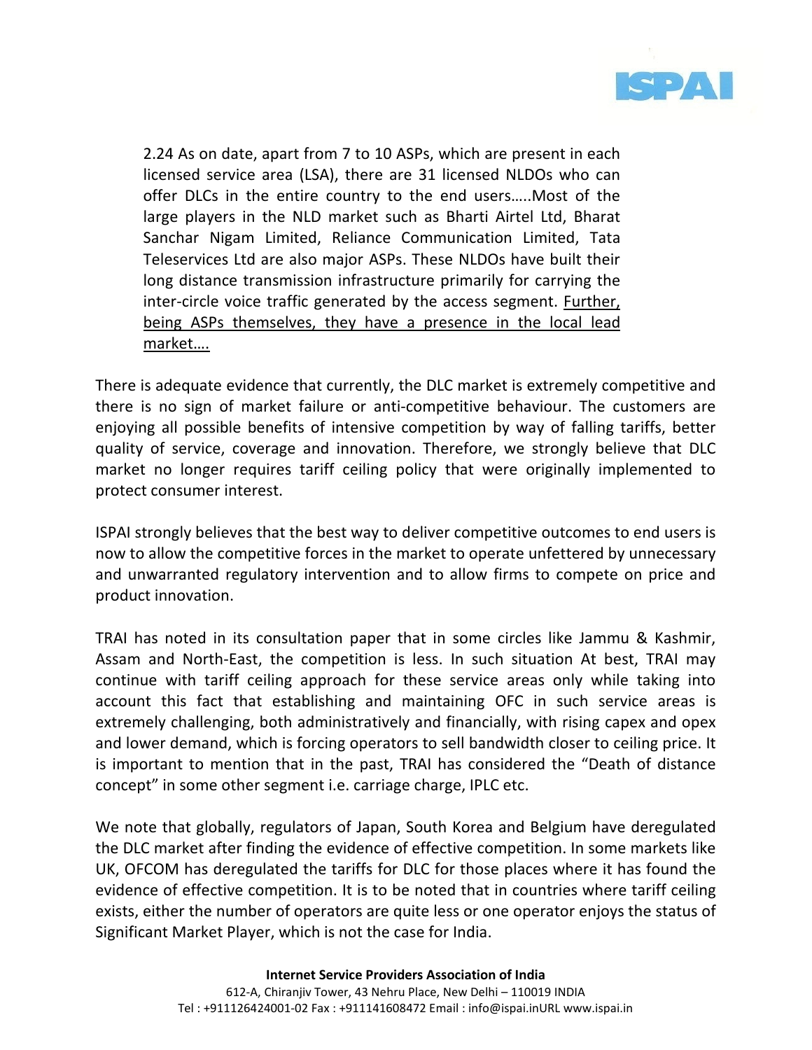> 2.24 As on date, apart from 7 to 10 ASPs, which are present in each licensed service area (LSA), there are 31 licensed NLDOs who can offer DLCs in the entire country to the end users…..Most of the large players in the NLD market such as Bharti Airtel Ltd, Bharat Sanchar Nigam Limited, Reliance Communication Limited, Tata Teleservices Ltd are also major ASPs. These NLDOs have built their long distance transmission infrastructure primarily for carrying the inter-circle voice traffic generated by the access segment. <u>Further, being ASPs themselves, they have a presence in the local lead market….</u>

There is adequate evidence that currently, the DLC market is extremely competitive and there is no sign of market failure or anti-competitive behaviour. The customers are enjoying all possible benefits of intensive competition by way of falling tariffs, better quality of service, coverage and innovation. Therefore, we strongly believe that DLC market no longer requires tariff ceiling policy that were originally implemented to protect consumer interest.

ISPAI strongly believes that the best way to deliver competitive outcomes to end users is now to allow the competitive forces in the market to operate unfettered by unnecessary and unwarranted regulatory intervention and to allow firms to compete on price and product innovation.

TRAI has noted in its consultation paper that in some circles like Jammu & Kashmir, Assam and North-East, the competition is less. In such situation At best, TRAI may continue with tariff ceiling approach for these service areas only while taking into account this fact that establishing and maintaining OFC in such service areas is extremely challenging, both administratively and financially, with rising capex and opex and lower demand, which is forcing operators to sell bandwidth closer to ceiling price. It is important to mention that in the past, TRAI has considered the "Death of distance concept" in some other segment i.e. carriage charge, IPLC etc.

We note that globally, regulators of Japan, South Korea and Belgium have deregulated the DLC market after finding the evidence of effective competition. In some markets like UK, OFCOM has deregulated the tariffs for DLC for those places where it has found the evidence of effective competition. It is to be noted that in countries where tariff ceiling exists, either the number of operators are quite less or one operator enjoys the status of Significant Market Player, which is not the case for India.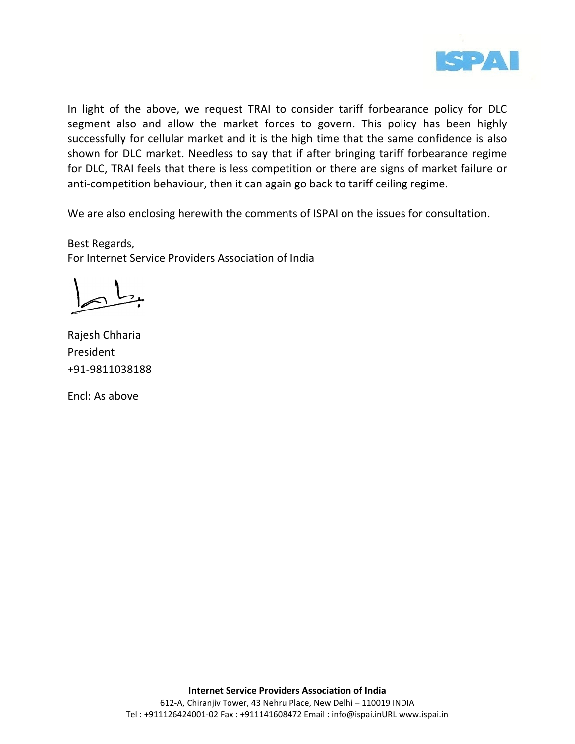In light of the above, we request TRAI to consider tariff forbearance policy for DLC segment also and allow the market forces to govern. This policy has been highly successfully for cellular market and it is the high time that the same confidence is also shown for DLC market. Needless to say that if after bringing tariff forbearance regime for DLC, TRAI feels that there is less competition or there are signs of market failure or anti-competition behaviour, then it can again go back to tariff ceiling regime.

We are also enclosing herewith the comments of ISPAI on the issues for consultation.

Best Regards,
For Internet Service Providers Association of India

Rajesh Chharia
President
+91-9811038188

Encl: As above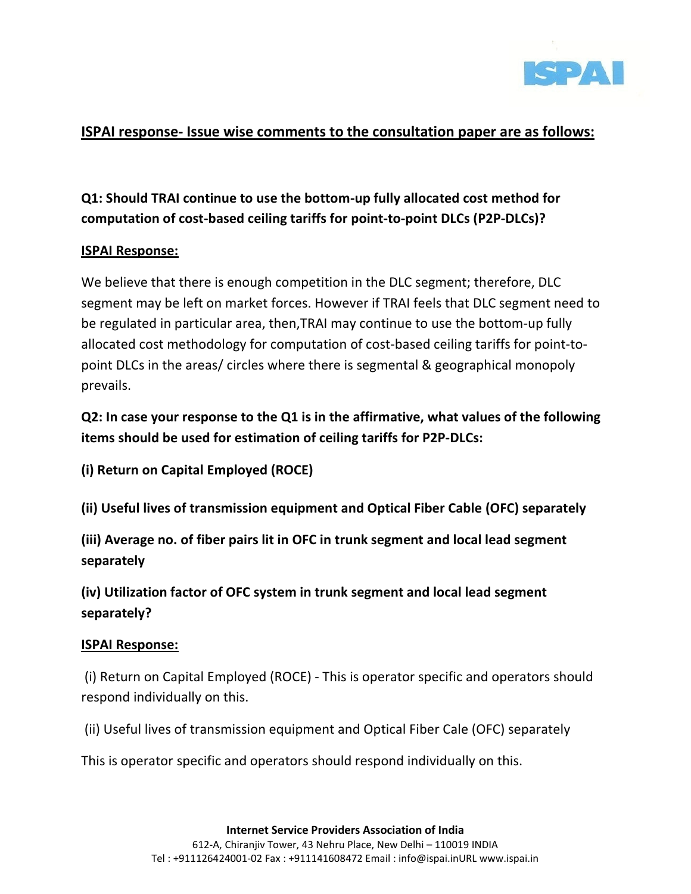## ISPAI response- Issue wise comments to the consultation paper are as follows:

**Q1: Should TRAI continue to use the bottom-up fully allocated cost method for computation of cost-based ceiling tariffs for point-to-point DLCs (P2P-DLCs)?**

**ISPAI Response:**

We believe that there is enough competition in the DLC segment; therefore, DLC segment may be left on market forces. However if TRAI feels that DLC segment need to be regulated in particular area, then,TRAI may continue to use the bottom-up fully allocated cost methodology for computation of cost-based ceiling tariffs for point-to-point DLCs in the areas/ circles where there is segmental & geographical monopoly prevails.

**Q2: In case your response to the Q1 is in the affirmative, what values of the following items should be used for estimation of ceiling tariffs for P2P-DLCs:**

**(i) Return on Capital Employed (ROCE)**

**(ii) Useful lives of transmission equipment and Optical Fiber Cable (OFC) separately**

**(iii) Average no. of fiber pairs lit in OFC in trunk segment and local lead segment separately**

**(iv) Utilization factor of OFC system in trunk segment and local lead segment separately?**

**ISPAI Response:**

(i) Return on Capital Employed (ROCE) - This is operator specific and operators should respond individually on this.

(ii) Useful lives of transmission equipment and Optical Fiber Cale (OFC) separately

This is operator specific and operators should respond individually on this.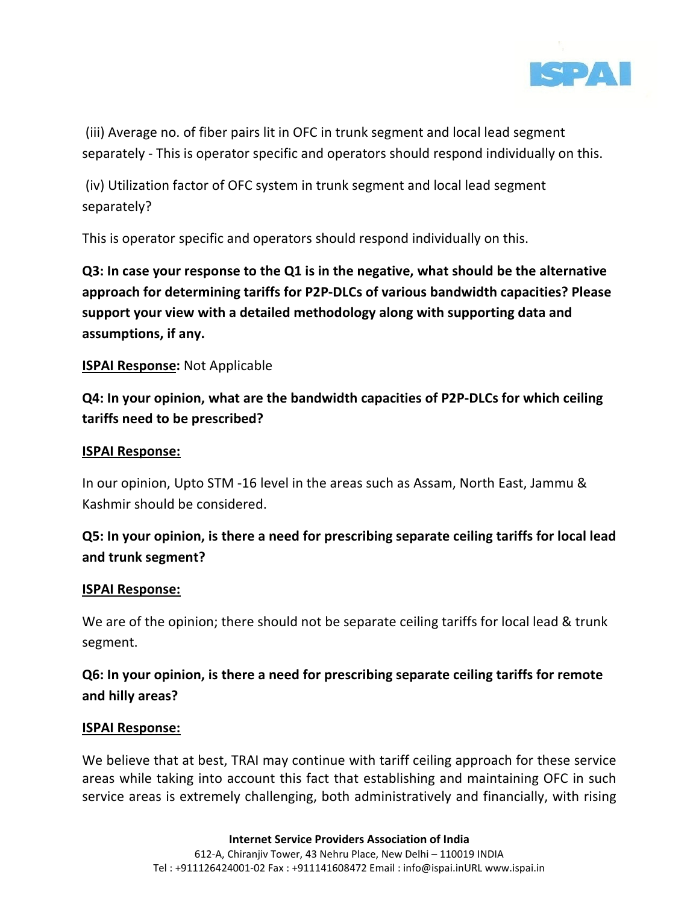(iii) Average no. of fiber pairs lit in OFC in trunk segment and local lead segment separately - This is operator specific and operators should respond individually on this.

(iv) Utilization factor of OFC system in trunk segment and local lead segment separately?

This is operator specific and operators should respond individually on this.

**Q3: In case your response to the Q1 is in the negative, what should be the alternative approach for determining tariffs for P2P-DLCs of various bandwidth capacities? Please support your view with a detailed methodology along with supporting data and assumptions, if any.**

**ISPAI Response:** Not Applicable

**Q4: In your opinion, what are the bandwidth capacities of P2P-DLCs for which ceiling tariffs need to be prescribed?**

**ISPAI Response:**

In our opinion, Upto STM -16 level in the areas such as Assam, North East, Jammu & Kashmir should be considered.

**Q5: In your opinion, is there a need for prescribing separate ceiling tariffs for local lead and trunk segment?**

**ISPAI Response:**

We are of the opinion; there should not be separate ceiling tariffs for local lead & trunk segment.

**Q6: In your opinion, is there a need for prescribing separate ceiling tariffs for remote and hilly areas?**

**ISPAI Response:**

We believe that at best, TRAI may continue with tariff ceiling approach for these service areas while taking into account this fact that establishing and maintaining OFC in such service areas is extremely challenging, both administratively and financially, with rising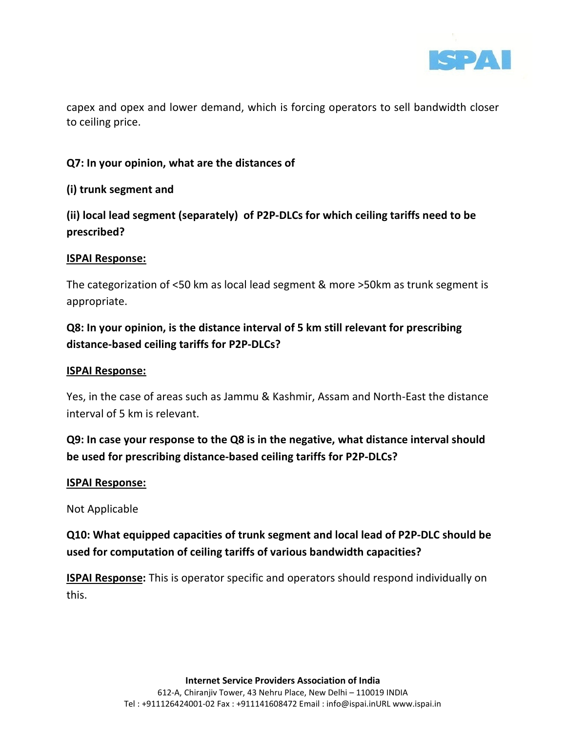capex and opex and lower demand, which is forcing operators to sell bandwidth closer to ceiling price.

**Q7: In your opinion, what are the distances of**

**(i) trunk segment and**

**(ii) local lead segment (separately) of P2P-DLCs for which ceiling tariffs need to be prescribed?**

**ISPAI Response:**

The categorization of <50 km as local lead segment & more >50km as trunk segment is appropriate.

**Q8: In your opinion, is the distance interval of 5 km still relevant for prescribing distance-based ceiling tariffs for P2P-DLCs?**

**ISPAI Response:**

Yes, in the case of areas such as Jammu & Kashmir, Assam and North-East the distance interval of 5 km is relevant.

**Q9: In case your response to the Q8 is in the negative, what distance interval should be used for prescribing distance-based ceiling tariffs for P2P-DLCs?**

**ISPAI Response:**

Not Applicable

**Q10: What equipped capacities of trunk segment and local lead of P2P-DLC should be used for computation of ceiling tariffs of various bandwidth capacities?**

**ISPAI Response:** This is operator specific and operators should respond individually on this.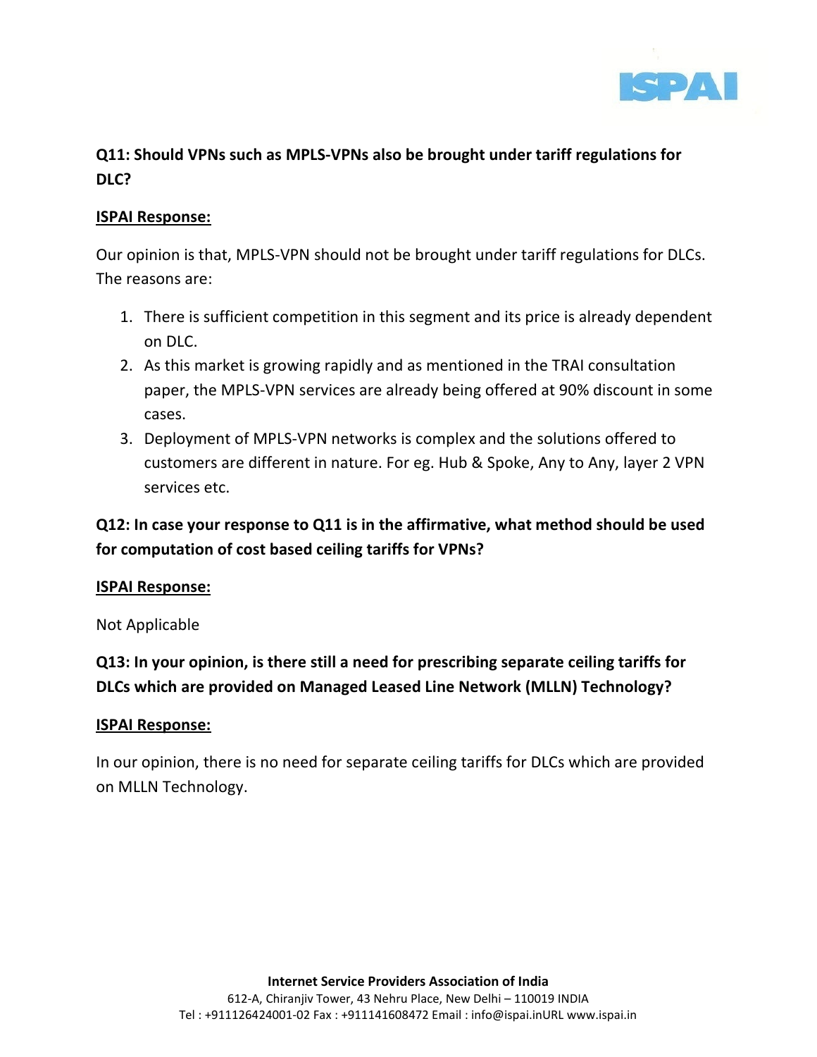**Q11: Should VPNs such as MPLS-VPNs also be brought under tariff regulations for DLC?**

**ISPAI Response:**

Our opinion is that, MPLS-VPN should not be brought under tariff regulations for DLCs. The reasons are:

1. There is sufficient competition in this segment and its price is already dependent on DLC.
2. As this market is growing rapidly and as mentioned in the TRAI consultation paper, the MPLS-VPN services are already being offered at 90% discount in some cases.
3. Deployment of MPLS-VPN networks is complex and the solutions offered to customers are different in nature. For eg. Hub & Spoke, Any to Any, layer 2 VPN services etc.

**Q12: In case your response to Q11 is in the affirmative, what method should be used for computation of cost based ceiling tariffs for VPNs?**

**ISPAI Response:**

Not Applicable

**Q13: In your opinion, is there still a need for prescribing separate ceiling tariffs for DLCs which are provided on Managed Leased Line Network (MLLN) Technology?**

**ISPAI Response:**

In our opinion, there is no need for separate ceiling tariffs for DLCs which are provided on MLLN Technology.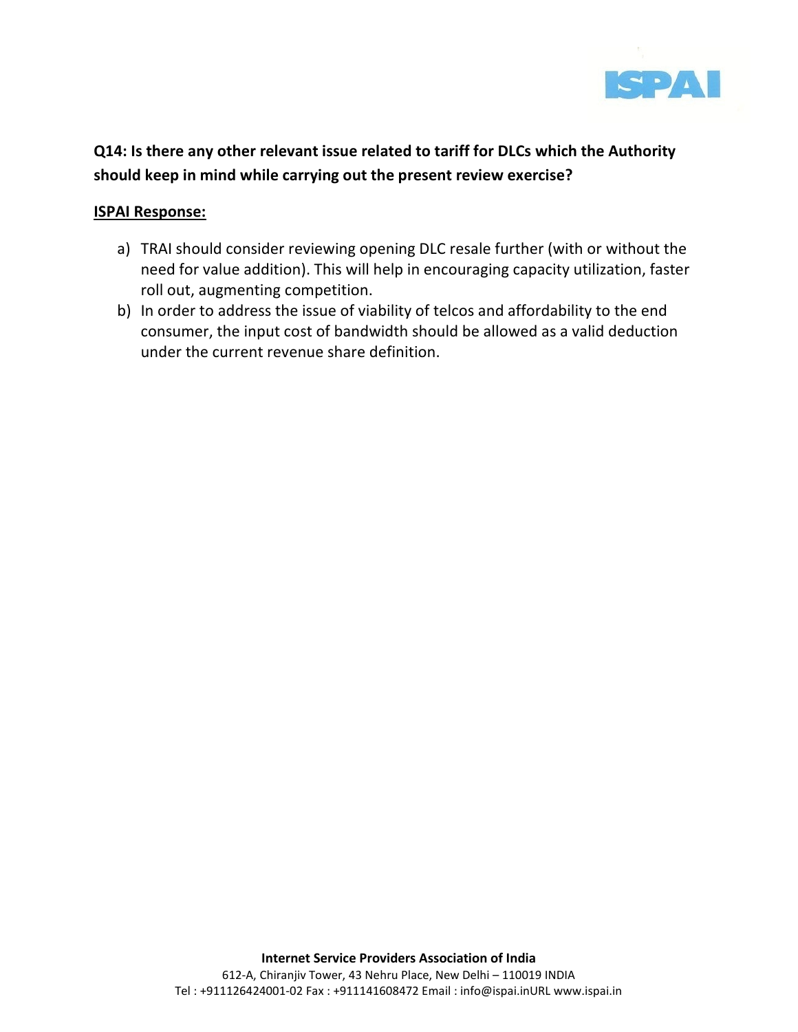**Q14: Is there any other relevant issue related to tariff for DLCs which the Authority should keep in mind while carrying out the present review exercise?**

**ISPAI Response:**

a) TRAI should consider reviewing opening DLC resale further (with or without the need for value addition). This will help in encouraging capacity utilization, faster roll out, augmenting competition.

b) In order to address the issue of viability of telcos and affordability to the end consumer, the input cost of bandwidth should be allowed as a valid deduction under the current revenue share definition.